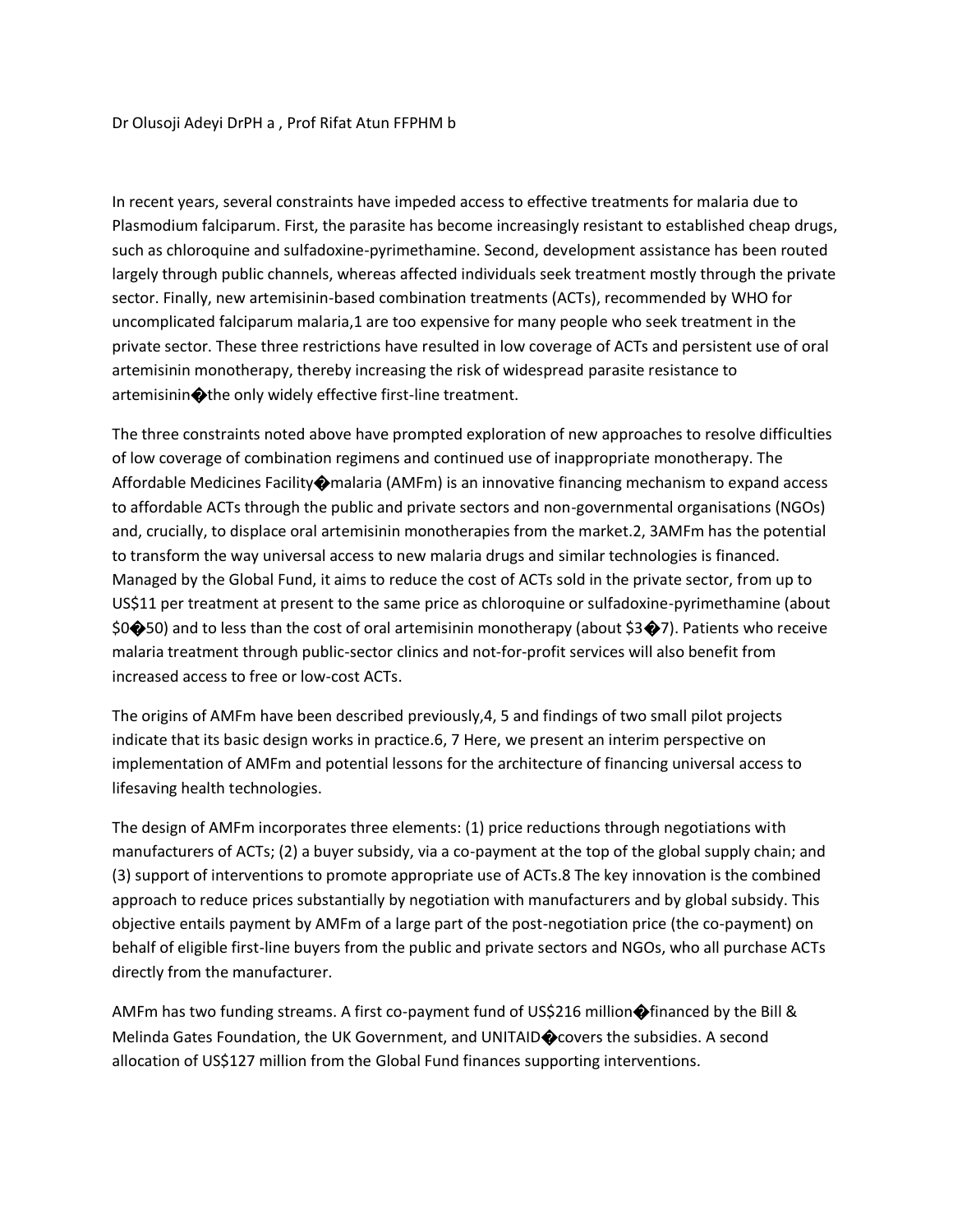Dr Olusoji Adeyi DrPH a , Prof Rifat Atun FFPHM b

In recent years, several constraints have impeded access to effective treatments for malaria due to Plasmodium falciparum. First, the parasite has become increasingly resistant to established cheap drugs, such as chloroquine and sulfadoxine-pyrimethamine. Second, development assistance has been routed largely through public channels, whereas affected individuals seek treatment mostly through the private sector. Finally, new artemisinin-based combination treatments (ACTs), recommended by WHO for uncomplicated falciparum malaria,1 are too expensive for many people who seek treatment in the private sector. These three restrictions have resulted in low coverage of ACTs and persistent use of oral artemisinin monotherapy, thereby increasing the risk of widespread parasite resistance to artemisinin�the only widely effective first-line treatment.

The three constraints noted above have prompted exploration of new approaches to resolve difficulties of low coverage of combination regimens and continued use of inappropriate monotherapy. The Affordable Medicines Facility�malaria (AMFm) is an innovative financing mechanism to expand access to affordable ACTs through the public and private sectors and non-governmental organisations (NGOs) and, crucially, to displace oral artemisinin monotherapies from the market.2, 3AMFm has the potential to transform the way universal access to new malaria drugs and similar technologies is financed. Managed by the Global Fund, it aims to reduce the cost of ACTs sold in the private sector, from up to US$11 per treatment at present to the same price as chloroquine or sulfadoxine-pyrimethamine (about $0�50) and to less than the cost of oral artemisinin monotherapy (about $3�7). Patients who receive malaria treatment through public-sector clinics and not-for-profit services will also benefit from increased access to free or low-cost ACTs.

The origins of AMFm have been described previously,4, 5 and findings of two small pilot projects indicate that its basic design works in practice.6, 7 Here, we present an interim perspective on implementation of AMFm and potential lessons for the architecture of financing universal access to lifesaving health technologies.

The design of AMFm incorporates three elements: (1) price reductions through negotiations with manufacturers of ACTs; (2) a buyer subsidy, via a co-payment at the top of the global supply chain; and (3) support of interventions to promote appropriate use of ACTs.8 The key innovation is the combined approach to reduce prices substantially by negotiation with manufacturers and by global subsidy. This objective entails payment by AMFm of a large part of the post-negotiation price (the co-payment) on behalf of eligible first-line buyers from the public and private sectors and NGOs, who all purchase ACTs directly from the manufacturer.

AMFm has two funding streams. A first co-payment fund of US$216 million�financed by the Bill & Melinda Gates Foundation, the UK Government, and UNITAID�covers the subsidies. A second allocation of US$127 million from the Global Fund finances supporting interventions.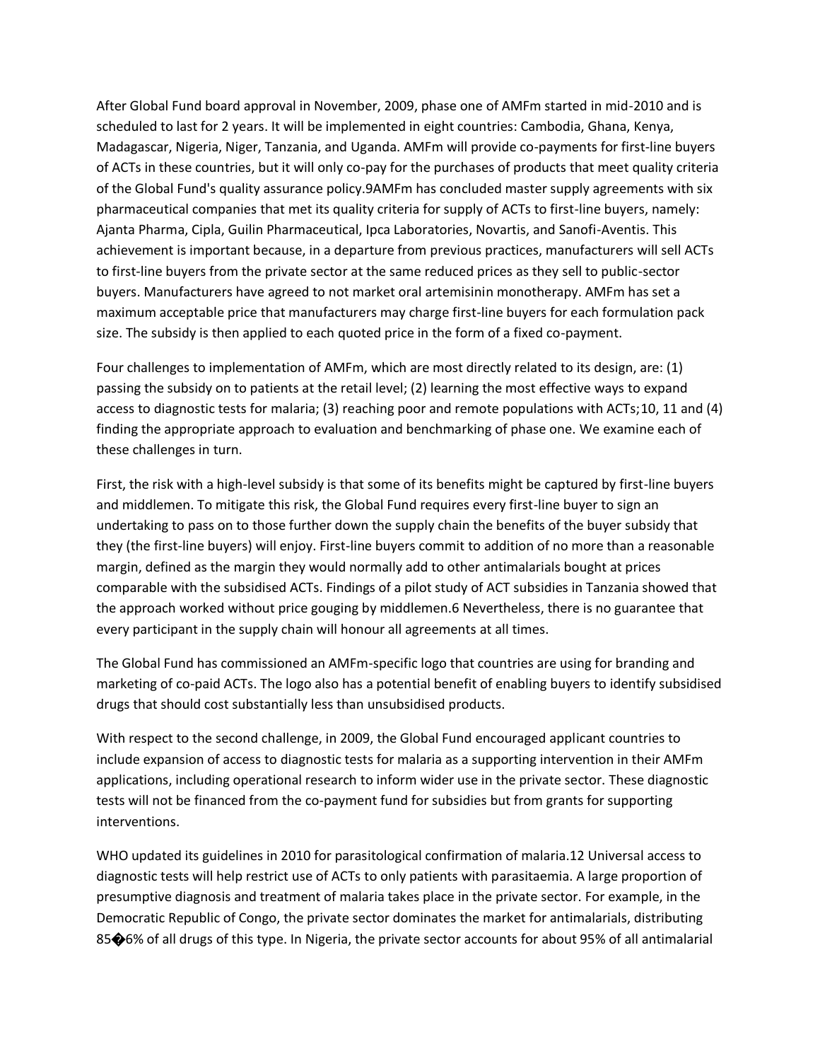After Global Fund board approval in November, 2009, phase one of AMFm started in mid-2010 and is scheduled to last for 2 years. It will be implemented in eight countries: Cambodia, Ghana, Kenya, Madagascar, Nigeria, Niger, Tanzania, and Uganda. AMFm will provide co-payments for first-line buyers of ACTs in these countries, but it will only co-pay for the purchases of products that meet quality criteria of the Global Fund's quality assurance policy.[9] AMFm has concluded master supply agreements with six pharmaceutical companies that met its quality criteria for supply of ACTs to first-line buyers, namely: Ajanta Pharma, Cipla, Guilin Pharmaceutical, Ipca Laboratories, Novartis, and Sanofi-Aventis. This achievement is important because, in a departure from previous practices, manufacturers will sell ACTs to first-line buyers from the private sector at the same reduced prices as they sell to public-sector buyers. Manufacturers have agreed to not market oral artemisinin monotherapy. AMFm has set a maximum acceptable price that manufacturers may charge first-line buyers for each formulation pack size. The subsidy is then applied to each quoted price in the form of a fixed co-payment.

Four challenges to implementation of AMFm, which are most directly related to its design, are: (1) passing the subsidy on to patients at the retail level; (2) learning the most effective ways to expand access to diagnostic tests for malaria; (3) reaching poor and remote populations with ACTs;[10, 11] and (4) finding the appropriate approach to evaluation and benchmarking of phase one. We examine each of these challenges in turn.

First, the risk with a high-level subsidy is that some of its benefits might be captured by first-line buyers and middlemen. To mitigate this risk, the Global Fund requires every first-line buyer to sign an undertaking to pass on to those further down the supply chain the benefits of the buyer subsidy that they (the first-line buyers) will enjoy. First-line buyers commit to addition of no more than a reasonable margin, defined as the margin they would normally add to other antimalarials bought at prices comparable with the subsidised ACTs. Findings of a pilot study of ACT subsidies in Tanzania showed that the approach worked without price gouging by middlemen.[6] Nevertheless, there is no guarantee that every participant in the supply chain will honour all agreements at all times.

The Global Fund has commissioned an AMFm-specific logo that countries are using for branding and marketing of co-paid ACTs. The logo also has a potential benefit of enabling buyers to identify subsidised drugs that should cost substantially less than unsubsidised products.

With respect to the second challenge, in 2009, the Global Fund encouraged applicant countries to include expansion of access to diagnostic tests for malaria as a supporting intervention in their AMFm applications, including operational research to inform wider use in the private sector. These diagnostic tests will not be financed from the co-payment fund for subsidies but from grants for supporting interventions.

WHO updated its guidelines in 2010 for parasitological confirmation of malaria.[12] Universal access to diagnostic tests will help restrict use of ACTs to only patients with parasitaemia. A large proportion of presumptive diagnosis and treatment of malaria takes place in the private sector. For example, in the Democratic Republic of Congo, the private sector dominates the market for antimalarials, distributing 85�6% of all drugs of this type. In Nigeria, the private sector accounts for about 95% of all antimalarial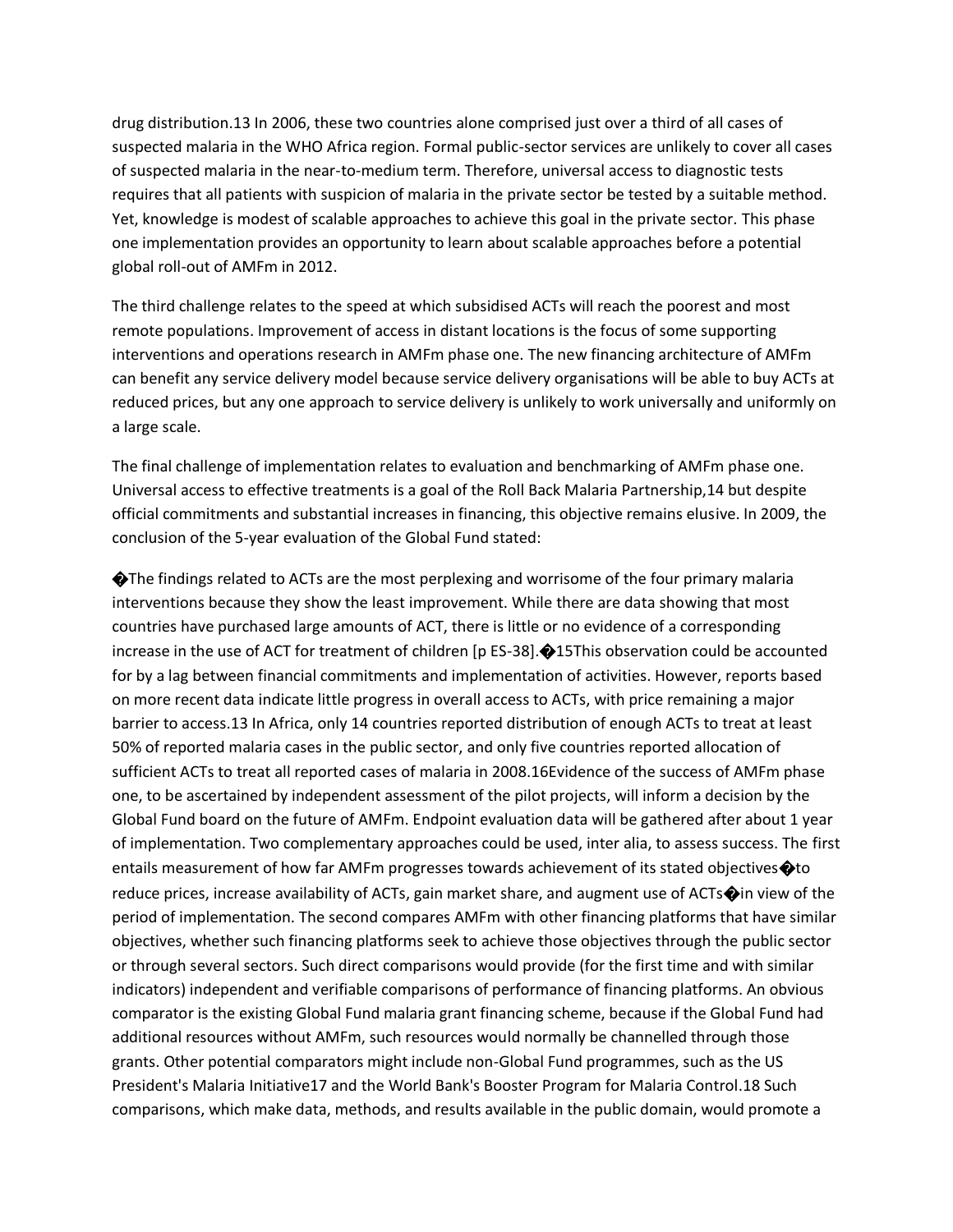drug distribution.[13] In 2006, these two countries alone comprised just over a third of all cases of suspected malaria in the WHO Africa region. Formal public-sector services are unlikely to cover all cases of suspected malaria in the near-to-medium term. Therefore, universal access to diagnostic tests requires that all patients with suspicion of malaria in the private sector be tested by a suitable method. Yet, knowledge is modest of scalable approaches to achieve this goal in the private sector. This phase one implementation provides an opportunity to learn about scalable approaches before a potential global roll-out of AMFm in 2012.

The third challenge relates to the speed at which subsidised ACTs will reach the poorest and most remote populations. Improvement of access in distant locations is the focus of some supporting interventions and operations research in AMFm phase one. The new financing architecture of AMFm can benefit any service delivery model because service delivery organisations will be able to buy ACTs at reduced prices, but any one approach to service delivery is unlikely to work universally and uniformly on a large scale.

The final challenge of implementation relates to evaluation and benchmarking of AMFm phase one. Universal access to effective treatments is a goal of the Roll Back Malaria Partnership,[14] but despite official commitments and substantial increases in financing, this objective remains elusive. In 2009, the conclusion of the 5-year evaluation of the Global Fund stated:

�The findings related to ACTs are the most perplexing and worrisome of the four primary malaria interventions because they show the least improvement. While there are data showing that most countries have purchased large amounts of ACT, there is little or no evidence of a corresponding increase in the use of ACT for treatment of children [p ES-38].�[15]This observation could be accounted for by a lag between financial commitments and implementation of activities. However, reports based on more recent data indicate little progress in overall access to ACTs, with price remaining a major barrier to access.[13] In Africa, only 14 countries reported distribution of enough ACTs to treat at least 50% of reported malaria cases in the public sector, and only five countries reported allocation of sufficient ACTs to treat all reported cases of malaria in 2008.[16]Evidence of the success of AMFm phase one, to be ascertained by independent assessment of the pilot projects, will inform a decision by the Global Fund board on the future of AMFm. Endpoint evaluation data will be gathered after about 1 year of implementation. Two complementary approaches could be used, inter alia, to assess success. The first entails measurement of how far AMFm progresses towards achievement of its stated objectives�to reduce prices, increase availability of ACTs, gain market share, and augment use of ACTs�in view of the period of implementation. The second compares AMFm with other financing platforms that have similar objectives, whether such financing platforms seek to achieve those objectives through the public sector or through several sectors. Such direct comparisons would provide (for the first time and with similar indicators) independent and verifiable comparisons of performance of financing platforms. An obvious comparator is the existing Global Fund malaria grant financing scheme, because if the Global Fund had additional resources without AMFm, such resources would normally be channelled through those grants. Other potential comparators might include non-Global Fund programmes, such as the US President's Malaria Initiative[17] and the World Bank's Booster Program for Malaria Control.[18] Such comparisons, which make data, methods, and results available in the public domain, would promote a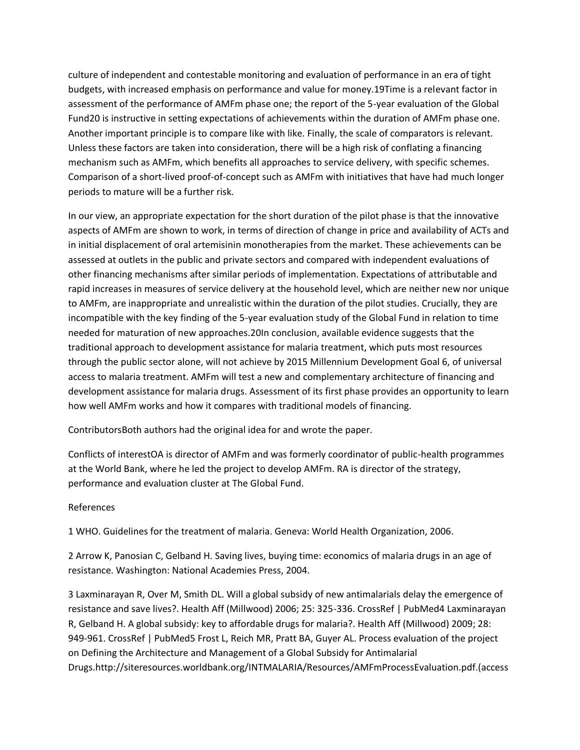culture of independent and contestable monitoring and evaluation of performance in an era of tight budgets, with increased emphasis on performance and value for money.[19] Time is a relevant factor in assessment of the performance of AMFm phase one; the report of the 5-year evaluation of the Global Fund[20] is instructive in setting expectations of achievements within the duration of AMFm phase one. Another important principle is to compare like with like. Finally, the scale of comparators is relevant. Unless these factors are taken into consideration, there will be a high risk of conflating a financing mechanism such as AMFm, which benefits all approaches to service delivery, with specific schemes. Comparison of a short-lived proof-of-concept such as AMFm with initiatives that have had much longer periods to mature will be a further risk.

In our view, an appropriate expectation for the short duration of the pilot phase is that the innovative aspects of AMFm are shown to work, in terms of direction of change in price and availability of ACTs and in initial displacement of oral artemisinin monotherapies from the market. These achievements can be assessed at outlets in the public and private sectors and compared with independent evaluations of other financing mechanisms after similar periods of implementation. Expectations of attributable and rapid increases in measures of service delivery at the household level, which are neither new nor unique to AMFm, are inappropriate and unrealistic within the duration of the pilot studies. Crucially, they are incompatible with the key finding of the 5-year evaluation study of the Global Fund in relation to time needed for maturation of new approaches.[20] In conclusion, available evidence suggests that the traditional approach to development assistance for malaria treatment, which puts most resources through the public sector alone, will not achieve by 2015 Millennium Development Goal 6, of universal access to malaria treatment. AMFm will test a new and complementary architecture of financing and development assistance for malaria drugs. Assessment of its first phase provides an opportunity to learn how well AMFm works and how it compares with traditional models of financing.

ContributorsBoth authors had the original idea for and wrote the paper.

Conflicts of interestOA is director of AMFm and was formerly coordinator of public-health programmes at the World Bank, where he led the project to develop AMFm. RA is director of the strategy, performance and evaluation cluster at The Global Fund.

References

1 WHO. Guidelines for the treatment of malaria. Geneva: World Health Organization, 2006.

2 Arrow K, Panosian C, Gelband H. Saving lives, buying time: economics of malaria drugs in an age of resistance. Washington: National Academies Press, 2004.

3 Laxminarayan R, Over M, Smith DL. Will a global subsidy of new antimalarials delay the emergence of resistance and save lives?. Health Aff (Millwood) 2006; 25: 325-336. CrossRef | PubMed4 Laxminarayan R, Gelband H. A global subsidy: key to affordable drugs for malaria?. Health Aff (Millwood) 2009; 28: 949-961. CrossRef | PubMed5 Frost L, Reich MR, Pratt BA, Guyer AL. Process evaluation of the project on Defining the Architecture and Management of a Global Subsidy for Antimalarial Drugs.http://siteresources.worldbank.org/INTMALARIA/Resources/AMFmProcessEvaluation.pdf.(access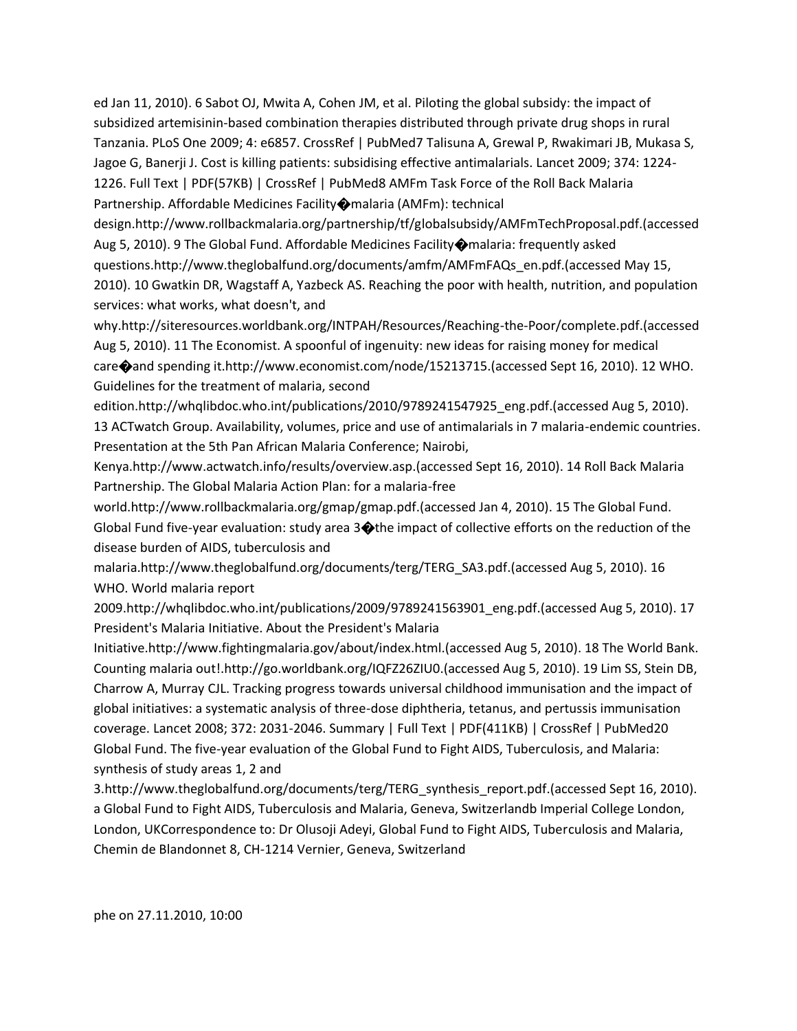ed Jan 11, 2010). 6 Sabot OJ, Mwita A, Cohen JM, et al. Piloting the global subsidy: the impact of subsidized artemisinin-based combination therapies distributed through private drug shops in rural Tanzania. PLoS One 2009; 4: e6857. CrossRef | PubMed7 Talisuna A, Grewal P, Rwakimari JB, Mukasa S, Jagoe G, Banerji J. Cost is killing patients: subsidising effective antimalarials. Lancet 2009; 374: 1224-1226. Full Text | PDF(57KB) | CrossRef | PubMed8 AMFm Task Force of the Roll Back Malaria Partnership. Affordable Medicines Facility�malaria (AMFm): technical design.http://www.rollbackmalaria.org/partnership/tf/globalsubsidy/AMFmTechProposal.pdf.(accessed Aug 5, 2010). 9 The Global Fund. Affordable Medicines Facility�malaria: frequently asked questions.http://www.theglobalfund.org/documents/amfm/AMFmFAQs_en.pdf.(accessed May 15, 2010). 10 Gwatkin DR, Wagstaff A, Yazbeck AS. Reaching the poor with health, nutrition, and population services: what works, what doesn't, and why.http://siteresources.worldbank.org/INTPAH/Resources/Reaching-the-Poor/complete.pdf.(accessed Aug 5, 2010). 11 The Economist. A spoonful of ingenuity: new ideas for raising money for medical care�and spending it.http://www.economist.com/node/15213715.(accessed Sept 16, 2010). 12 WHO. Guidelines for the treatment of malaria, second edition.http://whqlibdoc.who.int/publications/2010/9789241547925_eng.pdf.(accessed Aug 5, 2010). 13 ACTwatch Group. Availability, volumes, price and use of antimalarials in 7 malaria-endemic countries. Presentation at the 5th Pan African Malaria Conference; Nairobi, Kenya.http://www.actwatch.info/results/overview.asp.(accessed Sept 16, 2010). 14 Roll Back Malaria Partnership. The Global Malaria Action Plan: for a malaria-free world.http://www.rollbackmalaria.org/gmap/gmap.pdf.(accessed Jan 4, 2010). 15 The Global Fund. Global Fund five-year evaluation: study area 3�the impact of collective efforts on the reduction of the disease burden of AIDS, tuberculosis and malaria.http://www.theglobalfund.org/documents/terg/TERG_SA3.pdf.(accessed Aug 5, 2010). 16 WHO. World malaria report 2009.http://whqlibdoc.who.int/publications/2009/9789241563901_eng.pdf.(accessed Aug 5, 2010). 17 President's Malaria Initiative. About the President's Malaria Initiative.http://www.fightingmalaria.gov/about/index.html.(accessed Aug 5, 2010). 18 The World Bank. Counting malaria out!.http://go.worldbank.org/IQFZ26ZIU0.(accessed Aug 5, 2010). 19 Lim SS, Stein DB, Charrow A, Murray CJL. Tracking progress towards universal childhood immunisation and the impact of global initiatives: a systematic analysis of three-dose diphtheria, tetanus, and pertussis immunisation coverage. Lancet 2008; 372: 2031-2046. Summary | Full Text | PDF(411KB) | CrossRef | PubMed20 Global Fund. The five-year evaluation of the Global Fund to Fight AIDS, Tuberculosis, and Malaria: synthesis of study areas 1, 2 and 3.http://www.theglobalfund.org/documents/terg/TERG_synthesis_report.pdf.(accessed Sept 16, 2010). a Global Fund to Fight AIDS, Tuberculosis and Malaria, Geneva, Switzerlandb Imperial College London, London, UKCorrespondence to: Dr Olusoji Adeyi, Global Fund to Fight AIDS, Tuberculosis and Malaria, Chemin de Blandonnet 8, CH-1214 Vernier, Geneva, Switzerland

phe on 27.11.2010, 10:00